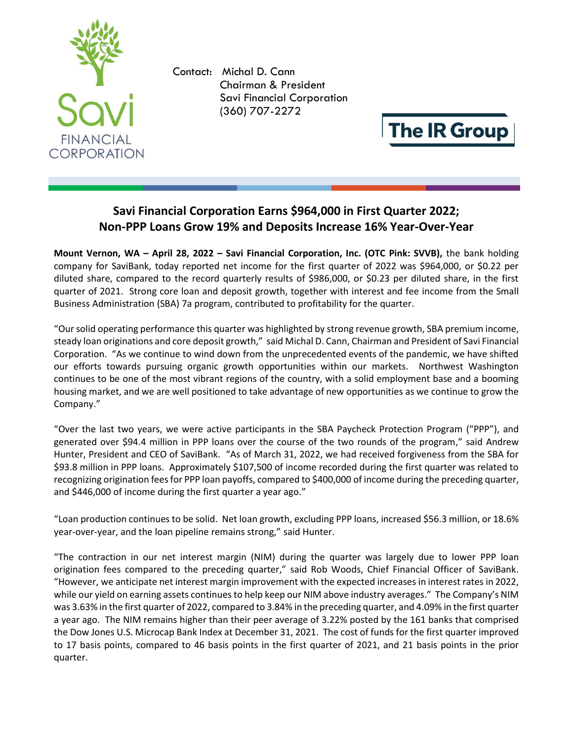Contact: Michal D. Cann
Chairman & President
Savi Financial Corporation
(360) 707-2272

# Savi Financial Corporation Earns $964,000 in First Quarter 2022; Non-PPP Loans Grow 19% and Deposits Increase 16% Year-Over-Year

**Mount Vernon, WA – April 28, 2022 – Savi Financial Corporation, Inc. (OTC Pink: SVVB),** the bank holding company for SaviBank, today reported net income for the first quarter of 2022 was $964,000, or $0.22 per diluted share, compared to the record quarterly results of $986,000, or $0.23 per diluted share, in the first quarter of 2021. Strong core loan and deposit growth, together with interest and fee income from the Small Business Administration (SBA) 7a program, contributed to profitability for the quarter.

"Our solid operating performance this quarter was highlighted by strong revenue growth, SBA premium income, steady loan originations and core deposit growth," said Michal D. Cann, Chairman and President of Savi Financial Corporation. "As we continue to wind down from the unprecedented events of the pandemic, we have shifted our efforts towards pursuing organic growth opportunities within our markets. Northwest Washington continues to be one of the most vibrant regions of the country, with a solid employment base and a booming housing market, and we are well positioned to take advantage of new opportunities as we continue to grow the Company."

"Over the last two years, we were active participants in the SBA Paycheck Protection Program ("PPP"), and generated over $94.4 million in PPP loans over the course of the two rounds of the program," said Andrew Hunter, President and CEO of SaviBank. "As of March 31, 2022, we had received forgiveness from the SBA for $93.8 million in PPP loans. Approximately $107,500 of income recorded during the first quarter was related to recognizing origination fees for PPP loan payoffs, compared to $400,000 of income during the preceding quarter, and $446,000 of income during the first quarter a year ago."

"Loan production continues to be solid. Net loan growth, excluding PPP loans, increased $56.3 million, or 18.6% year-over-year, and the loan pipeline remains strong," said Hunter.

"The contraction in our net interest margin (NIM) during the quarter was largely due to lower PPP loan origination fees compared to the preceding quarter," said Rob Woods, Chief Financial Officer of SaviBank. "However, we anticipate net interest margin improvement with the expected increases in interest rates in 2022, while our yield on earning assets continues to help keep our NIM above industry averages." The Company's NIM was 3.63% in the first quarter of 2022, compared to 3.84% in the preceding quarter, and 4.09% in the first quarter a year ago. The NIM remains higher than their peer average of 3.22% posted by the 161 banks that comprised the Dow Jones U.S. Microcap Bank Index at December 31, 2021. The cost of funds for the first quarter improved to 17 basis points, compared to 46 basis points in the first quarter of 2021, and 21 basis points in the prior quarter.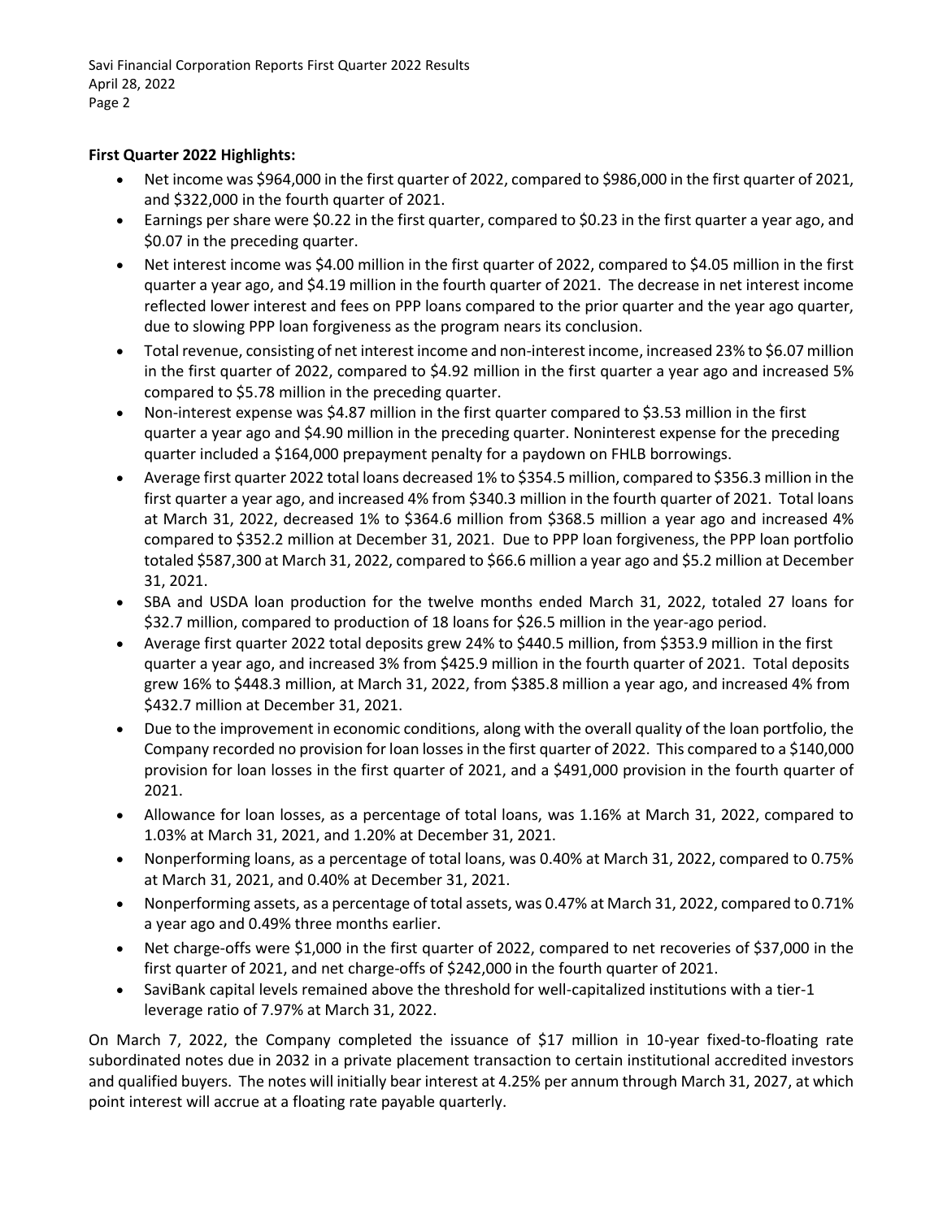**First Quarter 2022 Highlights:**

- Net income was $964,000 in the first quarter of 2022, compared to $986,000 in the first quarter of 2021, and $322,000 in the fourth quarter of 2021.
- Earnings per share were $0.22 in the first quarter, compared to $0.23 in the first quarter a year ago, and $0.07 in the preceding quarter.
- Net interest income was $4.00 million in the first quarter of 2022, compared to $4.05 million in the first quarter a year ago, and $4.19 million in the fourth quarter of 2021. The decrease in net interest income reflected lower interest and fees on PPP loans compared to the prior quarter and the year ago quarter, due to slowing PPP loan forgiveness as the program nears its conclusion.
- Total revenue, consisting of net interest income and non-interest income, increased 23% to $6.07 million in the first quarter of 2022, compared to $4.92 million in the first quarter a year ago and increased 5% compared to $5.78 million in the preceding quarter.
- Non-interest expense was $4.87 million in the first quarter compared to $3.53 million in the first quarter a year ago and $4.90 million in the preceding quarter. Noninterest expense for the preceding quarter included a $164,000 prepayment penalty for a paydown on FHLB borrowings.
- Average first quarter 2022 total loans decreased 1% to $354.5 million, compared to $356.3 million in the first quarter a year ago, and increased 4% from $340.3 million in the fourth quarter of 2021. Total loans at March 31, 2022, decreased 1% to $364.6 million from $368.5 million a year ago and increased 4% compared to $352.2 million at December 31, 2021. Due to PPP loan forgiveness, the PPP loan portfolio totaled $587,300 at March 31, 2022, compared to $66.6 million a year ago and $5.2 million at December 31, 2021.
- SBA and USDA loan production for the twelve months ended March 31, 2022, totaled 27 loans for $32.7 million, compared to production of 18 loans for $26.5 million in the year-ago period.
- Average first quarter 2022 total deposits grew 24% to $440.5 million, from $353.9 million in the first quarter a year ago, and increased 3% from $425.9 million in the fourth quarter of 2021. Total deposits grew 16% to $448.3 million, at March 31, 2022, from $385.8 million a year ago, and increased 4% from $432.7 million at December 31, 2021.
- Due to the improvement in economic conditions, along with the overall quality of the loan portfolio, the Company recorded no provision for loan losses in the first quarter of 2022. This compared to a $140,000 provision for loan losses in the first quarter of 2021, and a $491,000 provision in the fourth quarter of 2021.
- Allowance for loan losses, as a percentage of total loans, was 1.16% at March 31, 2022, compared to 1.03% at March 31, 2021, and 1.20% at December 31, 2021.
- Nonperforming loans, as a percentage of total loans, was 0.40% at March 31, 2022, compared to 0.75% at March 31, 2021, and 0.40% at December 31, 2021.
- Nonperforming assets, as a percentage of total assets, was 0.47% at March 31, 2022, compared to 0.71% a year ago and 0.49% three months earlier.
- Net charge-offs were $1,000 in the first quarter of 2022, compared to net recoveries of $37,000 in the first quarter of 2021, and net charge-offs of $242,000 in the fourth quarter of 2021.
- SaviBank capital levels remained above the threshold for well-capitalized institutions with a tier-1 leverage ratio of 7.97% at March 31, 2022.

On March 7, 2022, the Company completed the issuance of $17 million in 10-year fixed-to-floating rate subordinated notes due in 2032 in a private placement transaction to certain institutional accredited investors and qualified buyers. The notes will initially bear interest at 4.25% per annum through March 31, 2027, at which point interest will accrue at a floating rate payable quarterly.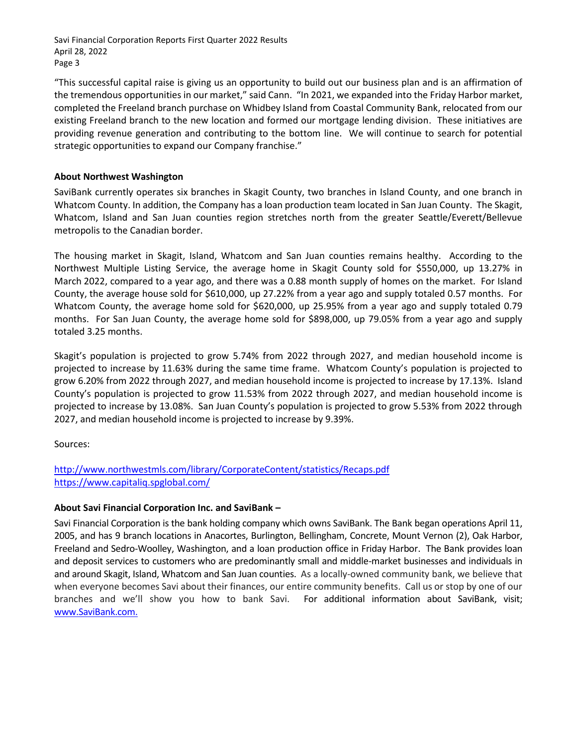"This successful capital raise is giving us an opportunity to build out our business plan and is an affirmation of the tremendous opportunities in our market," said Cann. "In 2021, we expanded into the Friday Harbor market, completed the Freeland branch purchase on Whidbey Island from Coastal Community Bank, relocated from our existing Freeland branch to the new location and formed our mortgage lending division. These initiatives are providing revenue generation and contributing to the bottom line. We will continue to search for potential strategic opportunities to expand our Company franchise."

**About Northwest Washington**

SaviBank currently operates six branches in Skagit County, two branches in Island County, and one branch in Whatcom County. In addition, the Company has a loan production team located in San Juan County. The Skagit, Whatcom, Island and San Juan counties region stretches north from the greater Seattle/Everett/Bellevue metropolis to the Canadian border.

The housing market in Skagit, Island, Whatcom and San Juan counties remains healthy. According to the Northwest Multiple Listing Service, the average home in Skagit County sold for $550,000, up 13.27% in March 2022, compared to a year ago, and there was a 0.88 month supply of homes on the market. For Island County, the average house sold for $610,000, up 27.22% from a year ago and supply totaled 0.57 months. For Whatcom County, the average home sold for $620,000, up 25.95% from a year ago and supply totaled 0.79 months. For San Juan County, the average home sold for $898,000, up 79.05% from a year ago and supply totaled 3.25 months.

Skagit's population is projected to grow 5.74% from 2022 through 2027, and median household income is projected to increase by 11.63% during the same time frame. Whatcom County's population is projected to grow 6.20% from 2022 through 2027, and median household income is projected to increase by 17.13%. Island County's population is projected to grow 11.53% from 2022 through 2027, and median household income is projected to increase by 13.08%. San Juan County's population is projected to grow 5.53% from 2022 through 2027, and median household income is projected to increase by 9.39%.

Sources:

http://www.northwestmls.com/library/CorporateContent/statistics/Recaps.pdf
https://www.capitaliq.spglobal.com/

**About Savi Financial Corporation Inc. and SaviBank –**

Savi Financial Corporation is the bank holding company which owns SaviBank. The Bank began operations April 11, 2005, and has 9 branch locations in Anacortes, Burlington, Bellingham, Concrete, Mount Vernon (2), Oak Harbor, Freeland and Sedro-Woolley, Washington, and a loan production office in Friday Harbor. The Bank provides loan and deposit services to customers who are predominantly small and middle-market businesses and individuals in and around Skagit, Island, Whatcom and San Juan counties. As a locally-owned community bank, we believe that when everyone becomes Savi about their finances, our entire community benefits. Call us or stop by one of our branches and we'll show you how to bank Savi. For additional information about SaviBank, visit; www.SaviBank.com.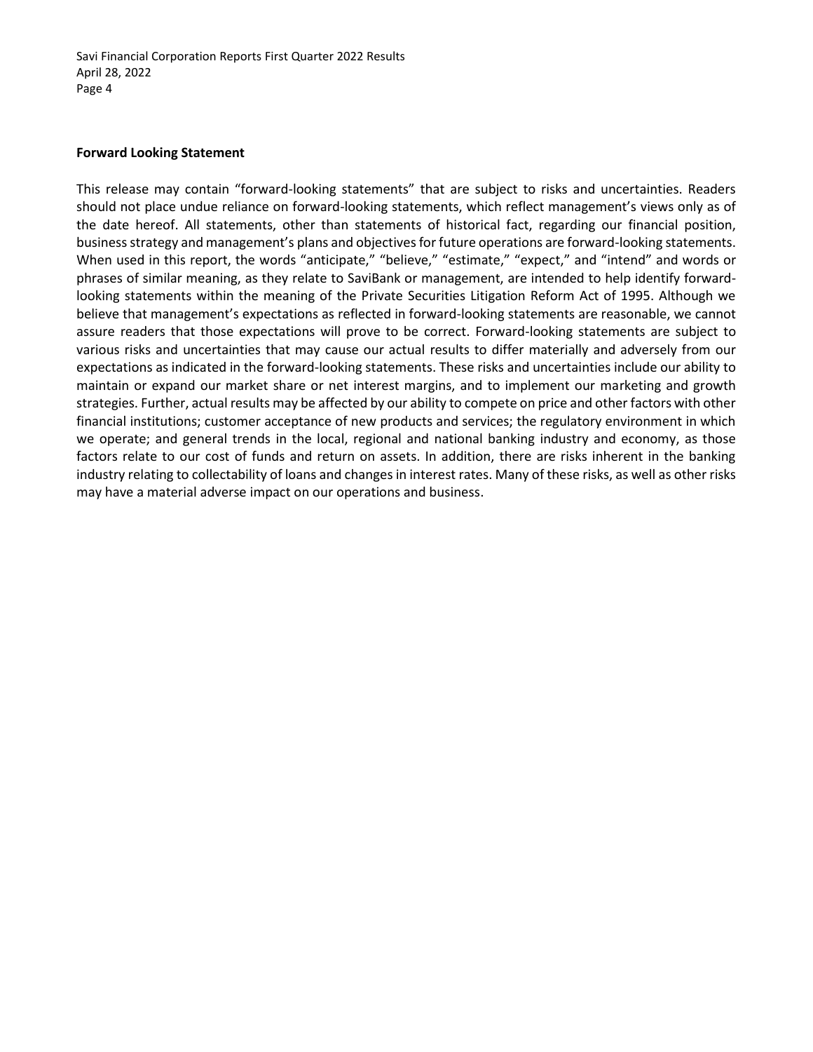**Forward Looking Statement**

This release may contain "forward-looking statements" that are subject to risks and uncertainties. Readers should not place undue reliance on forward-looking statements, which reflect management's views only as of the date hereof. All statements, other than statements of historical fact, regarding our financial position, business strategy and management's plans and objectives for future operations are forward-looking statements. When used in this report, the words "anticipate," "believe," "estimate," "expect," and "intend" and words or phrases of similar meaning, as they relate to SaviBank or management, are intended to help identify forward-looking statements within the meaning of the Private Securities Litigation Reform Act of 1995. Although we believe that management's expectations as reflected in forward-looking statements are reasonable, we cannot assure readers that those expectations will prove to be correct. Forward-looking statements are subject to various risks and uncertainties that may cause our actual results to differ materially and adversely from our expectations as indicated in the forward-looking statements. These risks and uncertainties include our ability to maintain or expand our market share or net interest margins, and to implement our marketing and growth strategies. Further, actual results may be affected by our ability to compete on price and other factors with other financial institutions; customer acceptance of new products and services; the regulatory environment in which we operate; and general trends in the local, regional and national banking industry and economy, as those factors relate to our cost of funds and return on assets. In addition, there are risks inherent in the banking industry relating to collectability of loans and changes in interest rates. Many of these risks, as well as other risks may have a material adverse impact on our operations and business.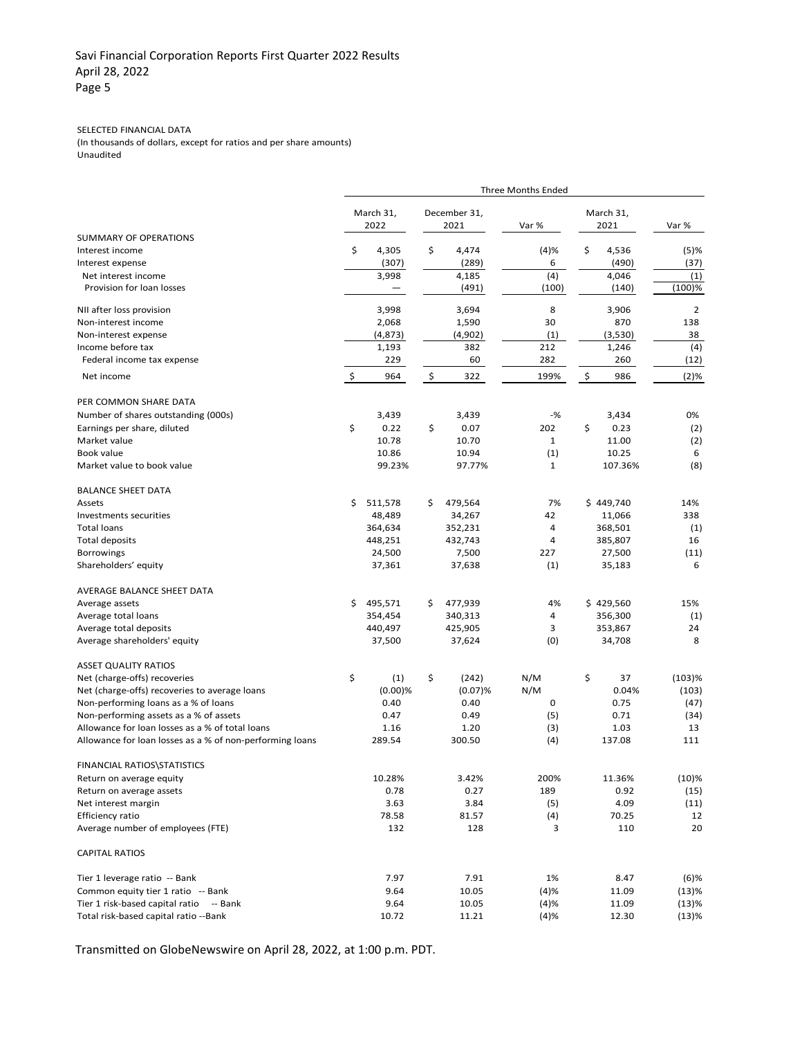Savi Financial Corporation Reports First Quarter 2022 Results
April 28, 2022
Page 5

SELECTED FINANCIAL DATA
(In thousands of dollars, except for ratios and per share amounts)
Unaudited

| | Three Months Ended | | | | |
|---|---|---|---|---|---|
| | March 31, 2022 | December 31, 2021 | Var % | March 31, 2021 | Var % |
| SUMMARY OF OPERATIONS | | | | | |
| Interest income | $ 4,305 | $ 4,474 | (4)% | $ 4,536 | (5)% |
| Interest expense | (307) | (289) | 6 | (490) | (37) |
| Net interest income | 3,998 | 4,185 | (4) | 4,046 | (1) |
| Provision for loan losses | — | (491) | (100) | (140) | (100)% |
| NII after loss provision | 3,998 | 3,694 | 8 | 3,906 | 2 |
| Non-interest income | 2,068 | 1,590 | 30 | 870 | 138 |
| Non-interest expense | (4,873) | (4,902) | (1) | (3,530) | 38 |
| Income before tax | 1,193 | 382 | 212 | 1,246 | (4) |
| Federal income tax expense | 229 | 60 | 282 | 260 | (12) |
| Net income | $ 964 | $ 322 | 199% | $ 986 | (2)% |
| PER COMMON SHARE DATA | | | | | |
| Number of shares outstanding (000s) | 3,439 | 3,439 | -% | 3,434 | 0% |
| Earnings per share, diluted | $ 0.22 | $ 0.07 | 202 | $ 0.23 | (2) |
| Market value | 10.78 | 10.70 | 1 | 11.00 | (2) |
| Book value | 10.86 | 10.94 | (1) | 10.25 | 6 |
| Market value to book value | 99.23% | 97.77% | 1 | 107.36% | (8) |
| BALANCE SHEET DATA | | | | | |
| Assets | $ 511,578 | $ 479,564 | 7% | $ 449,740 | 14% |
| Investments securities | 48,489 | 34,267 | 42 | 11,066 | 338 |
| Total loans | 364,634 | 352,231 | 4 | 368,501 | (1) |
| Total deposits | 448,251 | 432,743 | 4 | 385,807 | 16 |
| Borrowings | 24,500 | 7,500 | 227 | 27,500 | (11) |
| Shareholders' equity | 37,361 | 37,638 | (1) | 35,183 | 6 |
| AVERAGE BALANCE SHEET DATA | | | | | |
| Average assets | $ 495,571 | $ 477,939 | 4% | $ 429,560 | 15% |
| Average total loans | 354,454 | 340,313 | 4 | 356,300 | (1) |
| Average total deposits | 440,497 | 425,905 | 3 | 353,867 | 24 |
| Average shareholders' equity | 37,500 | 37,624 | (0) | 34,708 | 8 |
| ASSET QUALITY RATIOS | | | | | |
| Net (charge-offs) recoveries | $ (1) | $ (242) | N/M | $ 37 | (103)% |
| Net (charge-offs) recoveries to average loans | (0.00)% | (0.07)% | N/M | 0.04% | (103) |
| Non-performing loans as a % of loans | 0.40 | 0.40 | 0 | 0.75 | (47) |
| Non-performing assets as a % of assets | 0.47 | 0.49 | (5) | 0.71 | (34) |
| Allowance for loan losses as a % of total loans | 1.16 | 1.20 | (3) | 1.03 | 13 |
| Allowance for loan losses as a % of non-performing loans | 289.54 | 300.50 | (4) | 137.08 | 111 |
| FINANCIAL RATIOS\STATISTICS | | | | | |
| Return on average equity | 10.28% | 3.42% | 200% | 11.36% | (10)% |
| Return on average assets | 0.78 | 0.27 | 189 | 0.92 | (15) |
| Net interest margin | 3.63 | 3.84 | (5) | 4.09 | (11) |
| Efficiency ratio | 78.58 | 81.57 | (4) | 70.25 | 12 |
| Average number of employees (FTE) | 132 | 128 | 3 | 110 | 20 |
| CAPITAL RATIOS | | | | | |
| Tier 1 leverage ratio -- Bank | 7.97 | 7.91 | 1% | 8.47 | (6)% |
| Common equity tier 1 ratio -- Bank | 9.64 | 10.05 | (4)% | 11.09 | (13)% |
| Tier 1 risk-based capital ratio -- Bank | 9.64 | 10.05 | (4)% | 11.09 | (13)% |
| Total risk-based capital ratio --Bank | 10.72 | 11.21 | (4)% | 12.30 | (13)% |

Transmitted on GlobeNewswire on April 28, 2022, at 1:00 p.m. PDT.